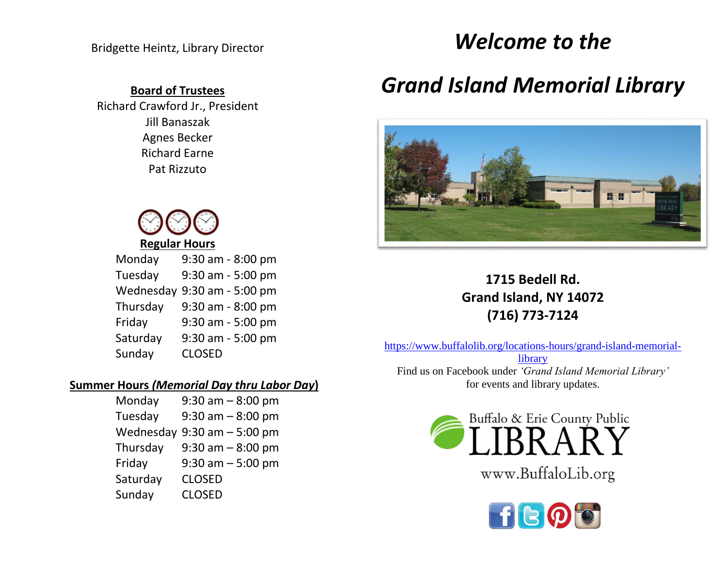Bridgette Heintz, Library Director

**Board of Trustees**

Richard Crawford Jr., President
Jill Banaszak
Agnes Becker
Richard Earne
Pat Rizzuto

**Regular Hours**

| Day | Hours |
| --- | --- |
| Monday | 9:30 am - 8:00 pm |
| Tuesday | 9:30 am - 5:00 pm |
| Wednesday | 9:30 am - 5:00 pm |
| Thursday | 9:30 am - 8:00 pm |
| Friday | 9:30 am - 5:00 pm |
| Saturday | 9:30 am - 5:00 pm |
| Sunday | CLOSED |

**Summer Hours *(Memorial Day thru Labor Day)***

| Day | Hours |
| --- | --- |
| Monday | 9:30 am – 8:00 pm |
| Tuesday | 9:30 am – 8:00 pm |
| Wednesday | 9:30 am – 5:00 pm |
| Thursday | 9:30 am – 8:00 pm |
| Friday | 9:30 am – 5:00 pm |
| Saturday | CLOSED |
| Sunday | CLOSED |

# *Welcome to the*

# *Grand Island Memorial Library*

**1715 Bedell Rd.**
**Grand Island, NY 14072**
**(716) 773-7124**

https://www.buffalolib.org/locations-hours/grand-island-memorial-library

Find us on Facebook under *'Grand Island Memorial Library'* for events and library updates.

Buffalo & Erie County Public LIBRARY

www.BuffaloLib.org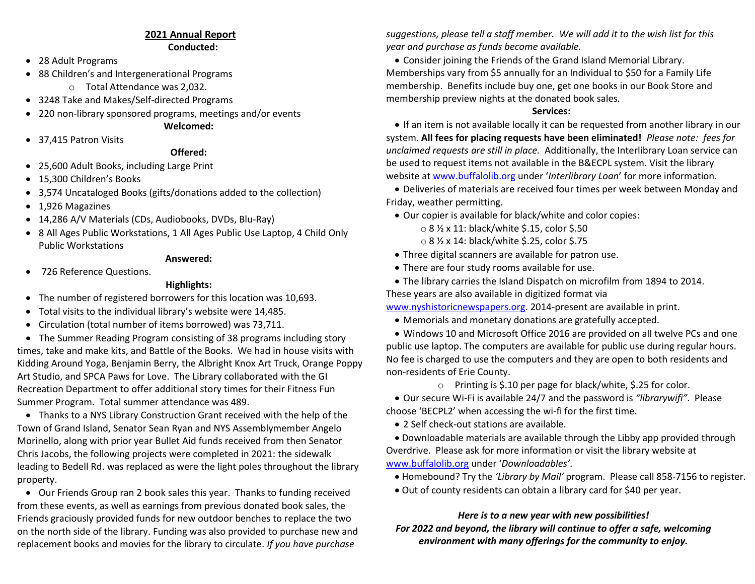# 2021 Annual Report

**Conducted:**

- 28 Adult Programs
- 88 Children's and Intergenerational Programs
  - Total Attendance was 2,032.
- 3248 Take and Makes/Self-directed Programs
- 220 non-library sponsored programs, meetings and/or events

**Welcomed:**

- 37,415 Patron Visits

**Offered:**

- 25,600 Adult Books, including Large Print
- 15,300 Children's Books
- 3,574 Uncataloged Books (gifts/donations added to the collection)
- 1,926 Magazines
- 14,286 A/V Materials (CDs, Audiobooks, DVDs, Blu-Ray)
- 8 All Ages Public Workstations, 1 All Ages Public Use Laptop, 4 Child Only Public Workstations

**Answered:**

- 726 Reference Questions.

**Highlights:**

- The number of registered borrowers for this location was 10,693.
- Total visits to the individual library's website were 14,485.
- Circulation (total number of items borrowed) was 73,711.
- The Summer Reading Program consisting of 38 programs including story times, take and make kits, and Battle of the Books. We had in house visits with Kidding Around Yoga, Benjamin Berry, the Albright Knox Art Truck, Orange Poppy Art Studio, and SPCA Paws for Love. The Library collaborated with the GI Recreation Department to offer additional story times for their Fitness Fun Summer Program. Total summer attendance was 489.
- Thanks to a NYS Library Construction Grant received with the help of the Town of Grand Island, Senator Sean Ryan and NYS Assemblymember Angelo Morinello, along with prior year Bullet Aid funds received from then Senator Chris Jacobs, the following projects were completed in 2021: the sidewalk leading to Bedell Rd. was replaced as were the light poles throughout the library property.
- Our Friends Group ran 2 book sales this year. Thanks to funding received from these events, as well as earnings from previous donated book sales, the Friends graciously provided funds for new outdoor benches to replace the two on the north side of the library. Funding was also provided to purchase new and replacement books and movies for the library to circulate. *If you have purchase suggestions, please tell a staff member. We will add it to the wish list for this year and purchase as funds become available.*
- Consider joining the Friends of the Grand Island Memorial Library. Memberships vary from $5 annually for an Individual to $50 for a Family Life membership. Benefits include buy one, get one books in our Book Store and membership preview nights at the donated book sales.

**Services:**

- If an item is not available locally it can be requested from another library in our system. **All fees for placing requests have been eliminated!** *Please note: fees for unclaimed requests are still in place.* Additionally, the Interlibrary Loan service can be used to request items not available in the B&ECPL system. Visit the library website at www.buffalolib.org under '*Interlibrary Loan*' for more information.
- Deliveries of materials are received four times per week between Monday and Friday, weather permitting.
- Our copier is available for black/white and color copies:
  - 8 ½ x 11: black/white $.15, color $.50
  - 8 ½ x 14: black/white $.25, color $.75
- Three digital scanners are available for patron use.
- There are four study rooms available for use.
- The library carries the Island Dispatch on microfilm from 1894 to 2014. These years are also available in digitized format via www.nyshistoricnewspapers.org. 2014-present are available in print.
- Memorials and monetary donations are gratefully accepted.
- Windows 10 and Microsoft Office 2016 are provided on all twelve PCs and one public use laptop. The computers are available for public use during regular hours. No fee is charged to use the computers and they are open to both residents and non-residents of Erie County.
  - Printing is $.10 per page for black/white, $.25 for color.
- Our secure Wi-Fi is available 24/7 and the password is *"librarywifi"*. Please choose 'BECPL2' when accessing the wi-fi for the first time.
- 2 Self check-out stations are available.
- Downloadable materials are available through the Libby app provided through Overdrive. Please ask for more information or visit the library website at www.buffalolib.org under '*Downloadables'*.
- Homebound? Try the *'Library by Mail'* program. Please call 858-7156 to register.
- Out of county residents can obtain a library card for $40 per year.

***Here is to a new year with new possibilities!***
***For 2022 and beyond, the library will continue to offer a safe, welcoming environment with many offerings for the community to enjoy.***